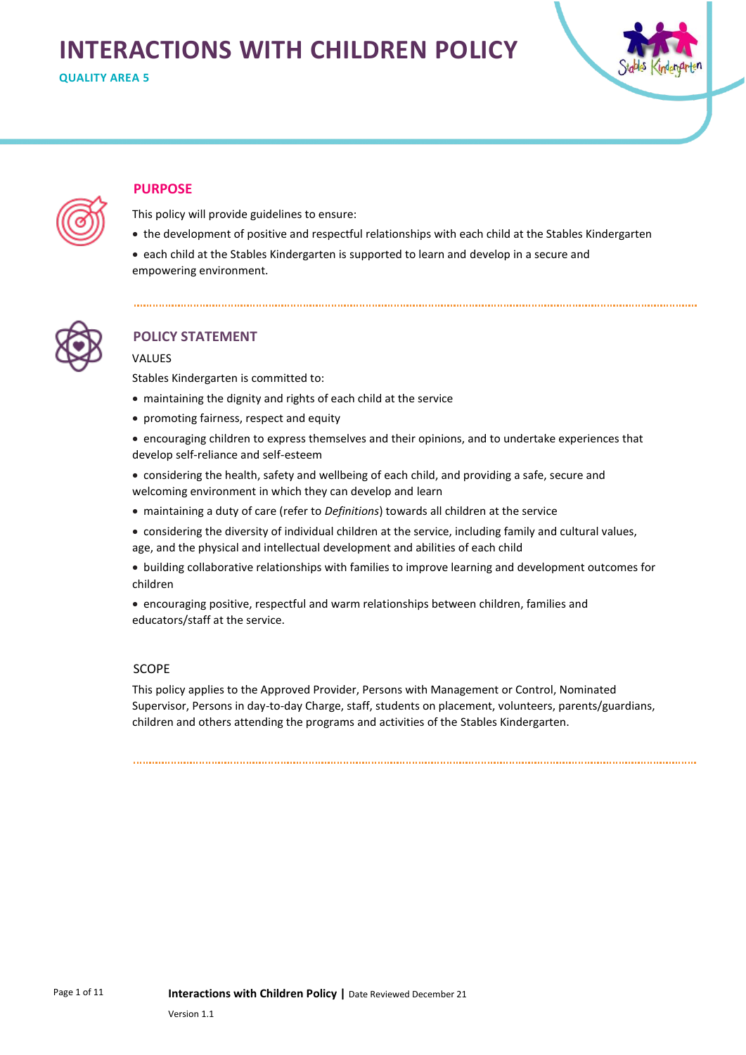# INTERACTIONS WITH CHILDREN POLICY

**QUALITY AREA 5**

## PURPOSE

This policy will provide guidelines to ensure:

- the development of positive and respectful relationships with each child at the Stables Kindergarten
- each child at the Stables Kindergarten is supported to learn and develop in a secure and empowering environment.

## POLICY STATEMENT

### VALUES

Stables Kindergarten is committed to:

- maintaining the dignity and rights of each child at the service
- promoting fairness, respect and equity
- encouraging children to express themselves and their opinions, and to undertake experiences that develop self-reliance and self-esteem
- considering the health, safety and wellbeing of each child, and providing a safe, secure and welcoming environment in which they can develop and learn
- maintaining a duty of care (refer to *Definitions*) towards all children at the service
- considering the diversity of individual children at the service, including family and cultural values, age, and the physical and intellectual development and abilities of each child
- building collaborative relationships with families to improve learning and development outcomes for children
- encouraging positive, respectful and warm relationships between children, families and educators/staff at the service.

### SCOPE

This policy applies to the Approved Provider, Persons with Management or Control, Nominated Supervisor, Persons in day-to-day Charge, staff, students on placement, volunteers, parents/guardians, children and others attending the programs and activities of the Stables Kindergarten.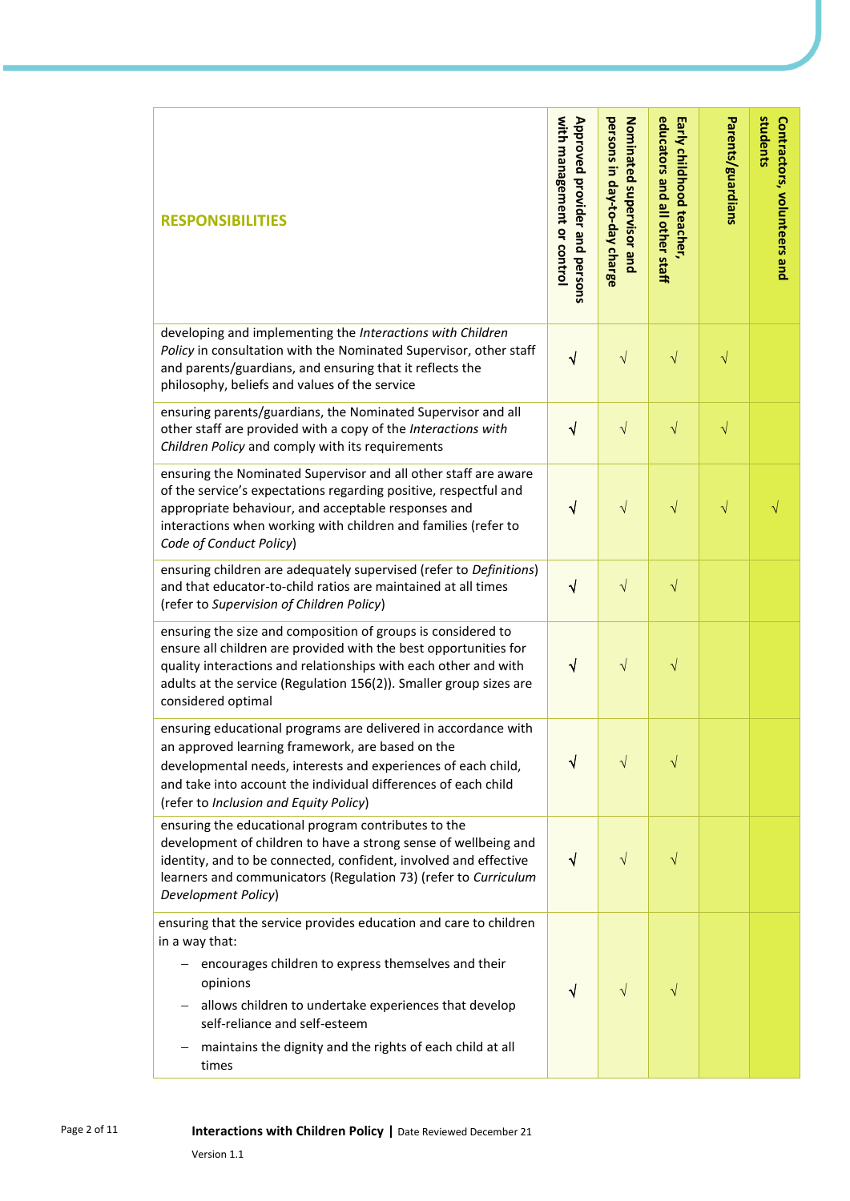| RESPONSIBILITIES | Approved provider and persons with management or control | Nominated supervisor and persons in day-to-day charge | Early childhood teacher, educators and all other staff | Parents/guardians | Contractors, volunteers and students |
|---|---|---|---|---|---|
| developing and implementing the *Interactions with Children Policy* in consultation with the Nominated Supervisor, other staff and parents/guardians, and ensuring that it reflects the philosophy, beliefs and values of the service | √ | √ | √ | √ | |
| ensuring parents/guardians, the Nominated Supervisor and all other staff are provided with a copy of the *Interactions with Children Policy* and comply with its requirements | √ | √ | √ | √ | |
| ensuring the Nominated Supervisor and all other staff are aware of the service's expectations regarding positive, respectful and appropriate behaviour, and acceptable responses and interactions when working with children and families (refer to *Code of Conduct Policy*) | √ | √ | √ | √ | √ |
| ensuring children are adequately supervised (refer to *Definitions*) and that educator-to-child ratios are maintained at all times (refer to *Supervision of Children Policy*) | √ | √ | √ | | |
| ensuring the size and composition of groups is considered to ensure all children are provided with the best opportunities for quality interactions and relationships with each other and with adults at the service (Regulation 156(2)). Smaller group sizes are considered optimal | √ | √ | √ | | |
| ensuring educational programs are delivered in accordance with an approved learning framework, are based on the developmental needs, interests and experiences of each child, and take into account the individual differences of each child (refer to *Inclusion and Equity Policy*) | √ | √ | √ | | |
| ensuring the educational program contributes to the development of children to have a strong sense of wellbeing and identity, and to be connected, confident, involved and effective learners and communicators (Regulation 73) (refer to *Curriculum Development Policy*) | √ | √ | √ | | |
| ensuring that the service provides education and care to children in a way that:<br>– encourages children to express themselves and their opinions<br>– allows children to undertake experiences that develop self-reliance and self-esteem<br>– maintains the dignity and the rights of each child at all times | √ | √ | √ | | |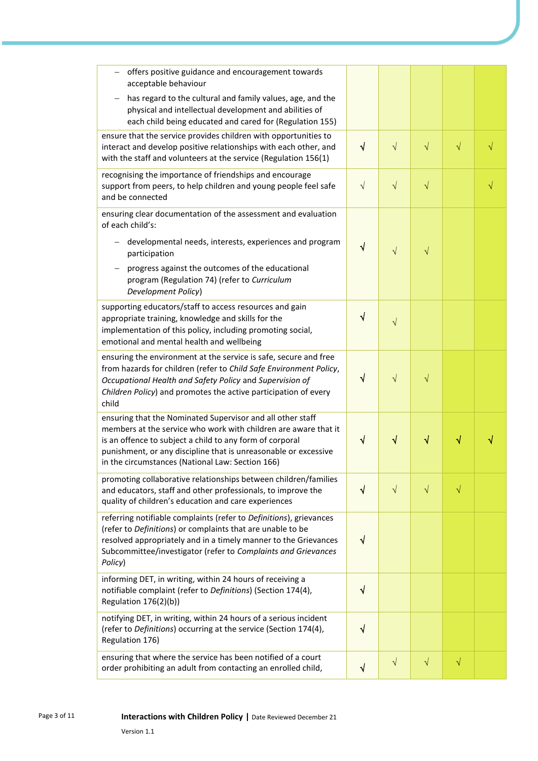| | | | | | |
|---|---|---|---|---|---|
| – offers positive guidance and encouragement towards acceptable behaviour<br>– has regard to the cultural and family values, age, and the physical and intellectual development and abilities of each child being educated and cared for (Regulation 155) | | | | | |
| ensure that the service provides children with opportunities to interact and develop positive relationships with each other, and with the staff and volunteers at the service (Regulation 156(1) | √ | √ | √ | √ | √ |
| recognising the importance of friendships and encourage support from peers, to help children and young people feel safe and be connected | √ | √ | √ | | √ |
| ensuring clear documentation of the assessment and evaluation of each child's:<br>– developmental needs, interests, experiences and program participation<br>– progress against the outcomes of the educational program (Regulation 74) (refer to *Curriculum Development Policy*) | √ | √ | √ | | |
| supporting educators/staff to access resources and gain appropriate training, knowledge and skills for the implementation of this policy, including promoting social, emotional and mental health and wellbeing | √ | √ | | | |
| ensuring the environment at the service is safe, secure and free from hazards for children (refer to *Child Safe Environment Policy*, *Occupational Health and Safety Policy* and *Supervision of Children Policy*) and promotes the active participation of every child | √ | √ | √ | | |
| ensuring that the Nominated Supervisor and all other staff members at the service who work with children are aware that it is an offence to subject a child to any form of corporal punishment, or any discipline that is unreasonable or excessive in the circumstances (National Law: Section 166) | √ | √ | √ | √ | √ |
| promoting collaborative relationships between children/families and educators, staff and other professionals, to improve the quality of children's education and care experiences | √ | √ | √ | √ | |
| referring notifiable complaints (refer to *Definitions*), grievances (refer to *Definitions*) or complaints that are unable to be resolved appropriately and in a timely manner to the Grievances Subcommittee/investigator (refer to *Complaints and Grievances Policy*) | √ | | | | |
| informing DET, in writing, within 24 hours of receiving a notifiable complaint (refer to *Definitions*) (Section 174(4), Regulation 176(2)(b)) | √ | | | | |
| notifying DET, in writing, within 24 hours of a serious incident (refer to *Definitions*) occurring at the service (Section 174(4), Regulation 176) | √ | | | | |
| ensuring that where the service has been notified of a court order prohibiting an adult from contacting an enrolled child, | √ | √ | √ | √ | |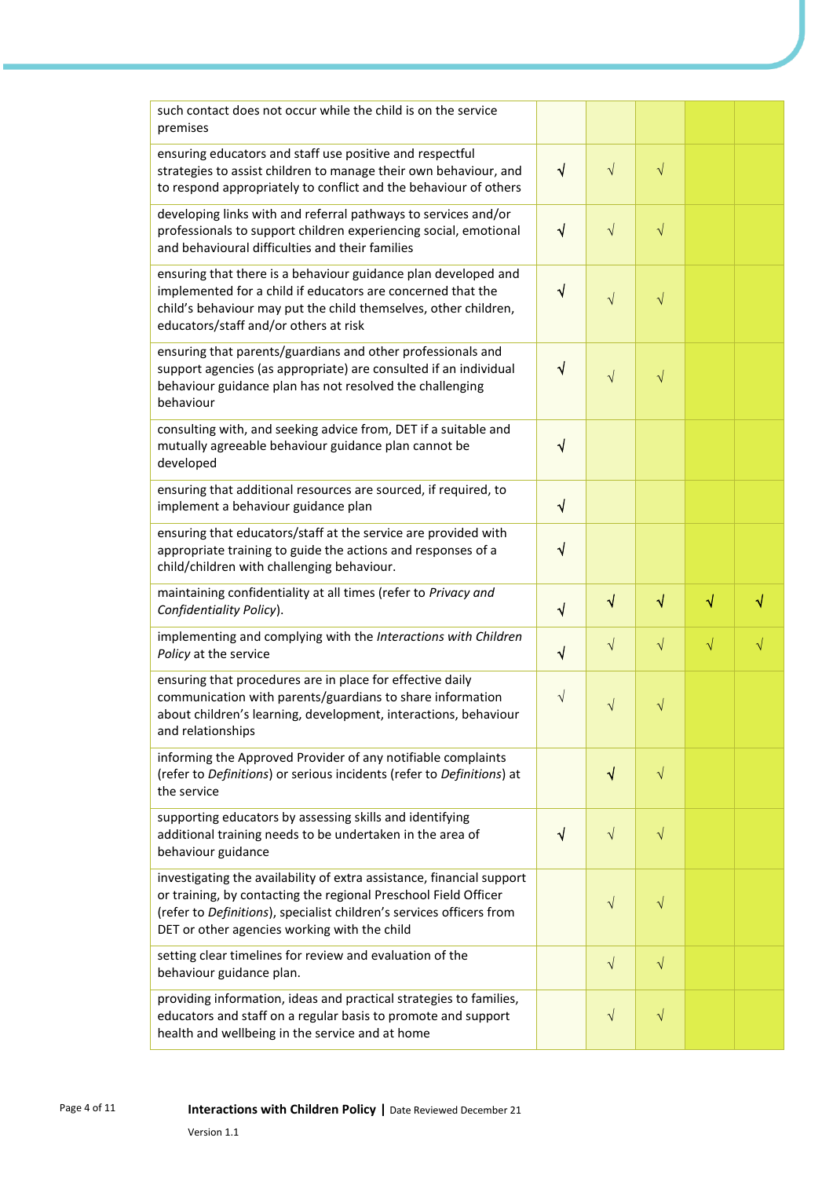| | | | | | |
|---|---|---|---|---|---|
| such contact does not occur while the child is on the service premises | | | | | |
| ensuring educators and staff use positive and respectful strategies to assist children to manage their own behaviour, and to respond appropriately to conflict and the behaviour of others | √ | √ | √ | | |
| developing links with and referral pathways to services and/or professionals to support children experiencing social, emotional and behavioural difficulties and their families | √ | √ | √ | | |
| ensuring that there is a behaviour guidance plan developed and implemented for a child if educators are concerned that the child's behaviour may put the child themselves, other children, educators/staff and/or others at risk | √ | √ | √ | | |
| ensuring that parents/guardians and other professionals and support agencies (as appropriate) are consulted if an individual behaviour guidance plan has not resolved the challenging behaviour | √ | √ | √ | | |
| consulting with, and seeking advice from, DET if a suitable and mutually agreeable behaviour guidance plan cannot be developed | √ | | | | |
| ensuring that additional resources are sourced, if required, to implement a behaviour guidance plan | √ | | | | |
| ensuring that educators/staff at the service are provided with appropriate training to guide the actions and responses of a child/children with challenging behaviour. | √ | | | | |
| maintaining confidentiality at all times (refer to *Privacy and Confidentiality Policy*). | √ | √ | √ | √ | √ |
| implementing and complying with the *Interactions with Children Policy* at the service | √ | √ | √ | √ | √ |
| ensuring that procedures are in place for effective daily communication with parents/guardians to share information about children's learning, development, interactions, behaviour and relationships | √ | √ | √ | | |
| informing the Approved Provider of any notifiable complaints (refer to *Definitions*) or serious incidents (refer to *Definitions*) at the service | | √ | √ | | |
| supporting educators by assessing skills and identifying additional training needs to be undertaken in the area of behaviour guidance | √ | √ | √ | | |
| investigating the availability of extra assistance, financial support or training, by contacting the regional Preschool Field Officer (refer to *Definitions*), specialist children's services officers from DET or other agencies working with the child | | √ | √ | | |
| setting clear timelines for review and evaluation of the behaviour guidance plan. | | √ | √ | | |
| providing information, ideas and practical strategies to families, educators and staff on a regular basis to promote and support health and wellbeing in the service and at home | | √ | √ | | |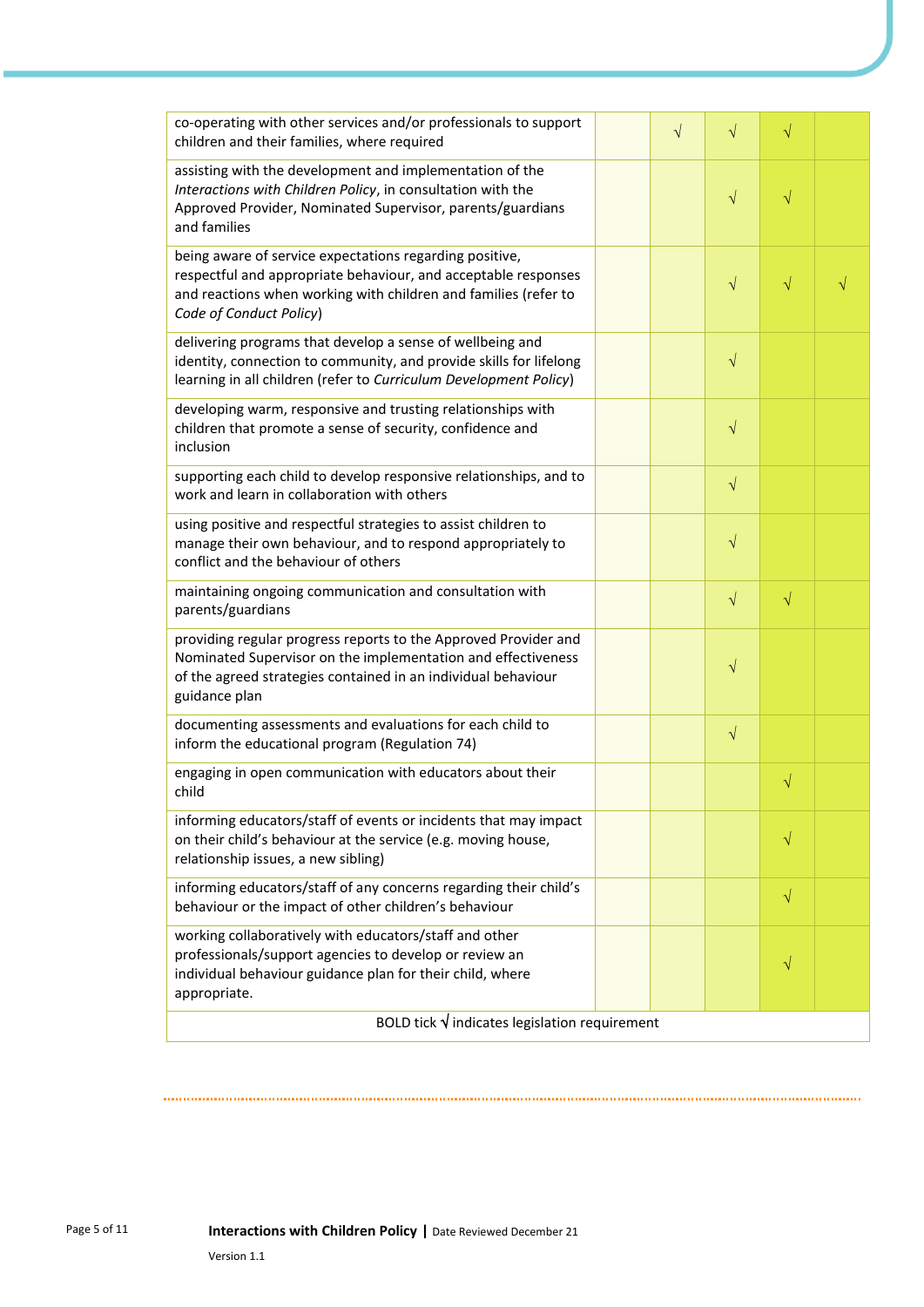| | | | | | |
|---|---|---|---|---|---|
| co-operating with other services and/or professionals to support children and their families, where required | | √ | √ | √ | |
| assisting with the development and implementation of the *Interactions with Children Policy*, in consultation with the Approved Provider, Nominated Supervisor, parents/guardians and families | | | √ | √ | |
| being aware of service expectations regarding positive, respectful and appropriate behaviour, and acceptable responses and reactions when working with children and families (refer to *Code of Conduct Policy*) | | | √ | √ | √ |
| delivering programs that develop a sense of wellbeing and identity, connection to community, and provide skills for lifelong learning in all children (refer to *Curriculum Development Policy*) | | | √ | | |
| developing warm, responsive and trusting relationships with children that promote a sense of security, confidence and inclusion | | | √ | | |
| supporting each child to develop responsive relationships, and to work and learn in collaboration with others | | | √ | | |
| using positive and respectful strategies to assist children to manage their own behaviour, and to respond appropriately to conflict and the behaviour of others | | | √ | | |
| maintaining ongoing communication and consultation with parents/guardians | | | √ | √ | |
| providing regular progress reports to the Approved Provider and Nominated Supervisor on the implementation and effectiveness of the agreed strategies contained in an individual behaviour guidance plan | | | √ | | |
| documenting assessments and evaluations for each child to inform the educational program (Regulation 74) | | | √ | | |
| engaging in open communication with educators about their child | | | | √ | |
| informing educators/staff of events or incidents that may impact on their child's behaviour at the service (e.g. moving house, relationship issues, a new sibling) | | | | √ | |
| informing educators/staff of any concerns regarding their child's behaviour or the impact of other children's behaviour | | | | √ | |
| working collaboratively with educators/staff and other professionals/support agencies to develop or review an individual behaviour guidance plan for their child, where appropriate. | | | | √ | |
| BOLD tick **√** indicates legislation requirement | | | | | |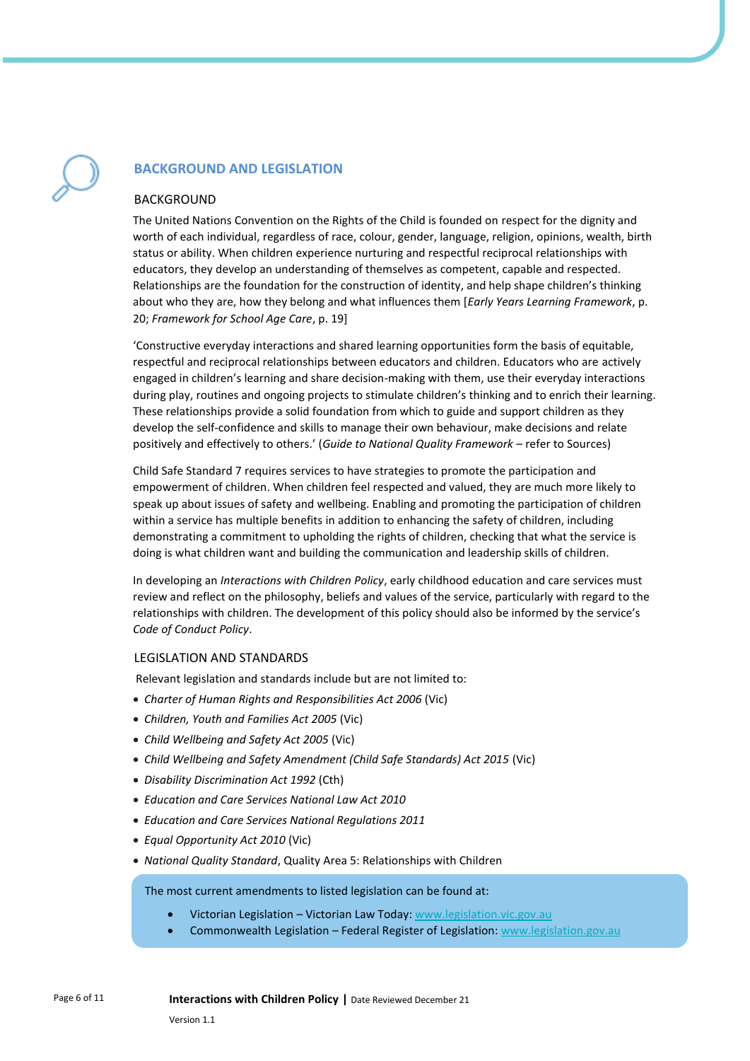## BACKGROUND AND LEGISLATION

### BACKGROUND

The United Nations Convention on the Rights of the Child is founded on respect for the dignity and worth of each individual, regardless of race, colour, gender, language, religion, opinions, wealth, birth status or ability. When children experience nurturing and respectful reciprocal relationships with educators, they develop an understanding of themselves as competent, capable and respected. Relationships are the foundation for the construction of identity, and help shape children's thinking about who they are, how they belong and what influences them [*Early Years Learning Framework*, p. 20; *Framework for School Age Care*, p. 19]

'Constructive everyday interactions and shared learning opportunities form the basis of equitable, respectful and reciprocal relationships between educators and children. Educators who are actively engaged in children's learning and share decision-making with them, use their everyday interactions during play, routines and ongoing projects to stimulate children's thinking and to enrich their learning. These relationships provide a solid foundation from which to guide and support children as they develop the self-confidence and skills to manage their own behaviour, make decisions and relate positively and effectively to others.' (*Guide to National Quality Framework* – refer to Sources)

Child Safe Standard 7 requires services to have strategies to promote the participation and empowerment of children. When children feel respected and valued, they are much more likely to speak up about issues of safety and wellbeing. Enabling and promoting the participation of children within a service has multiple benefits in addition to enhancing the safety of children, including demonstrating a commitment to upholding the rights of children, checking that what the service is doing is what children want and building the communication and leadership skills of children.

In developing an *Interactions with Children Policy*, early childhood education and care services must review and reflect on the philosophy, beliefs and values of the service, particularly with regard to the relationships with children. The development of this policy should also be informed by the service's *Code of Conduct Policy*.

### LEGISLATION AND STANDARDS

Relevant legislation and standards include but are not limited to:

- *Charter of Human Rights and Responsibilities Act 2006* (Vic)
- *Children, Youth and Families Act 2005* (Vic)
- *Child Wellbeing and Safety Act 2005* (Vic)
- *Child Wellbeing and Safety Amendment (Child Safe Standards) Act 2015* (Vic)
- *Disability Discrimination Act 1992* (Cth)
- *Education and Care Services National Law Act 2010*
- *Education and Care Services National Regulations 2011*
- *Equal Opportunity Act 2010* (Vic)
- *National Quality Standard*, Quality Area 5: Relationships with Children

The most current amendments to listed legislation can be found at:

- Victorian Legislation – Victorian Law Today: www.legislation.vic.gov.au
- Commonwealth Legislation – Federal Register of Legislation: www.legislation.gov.au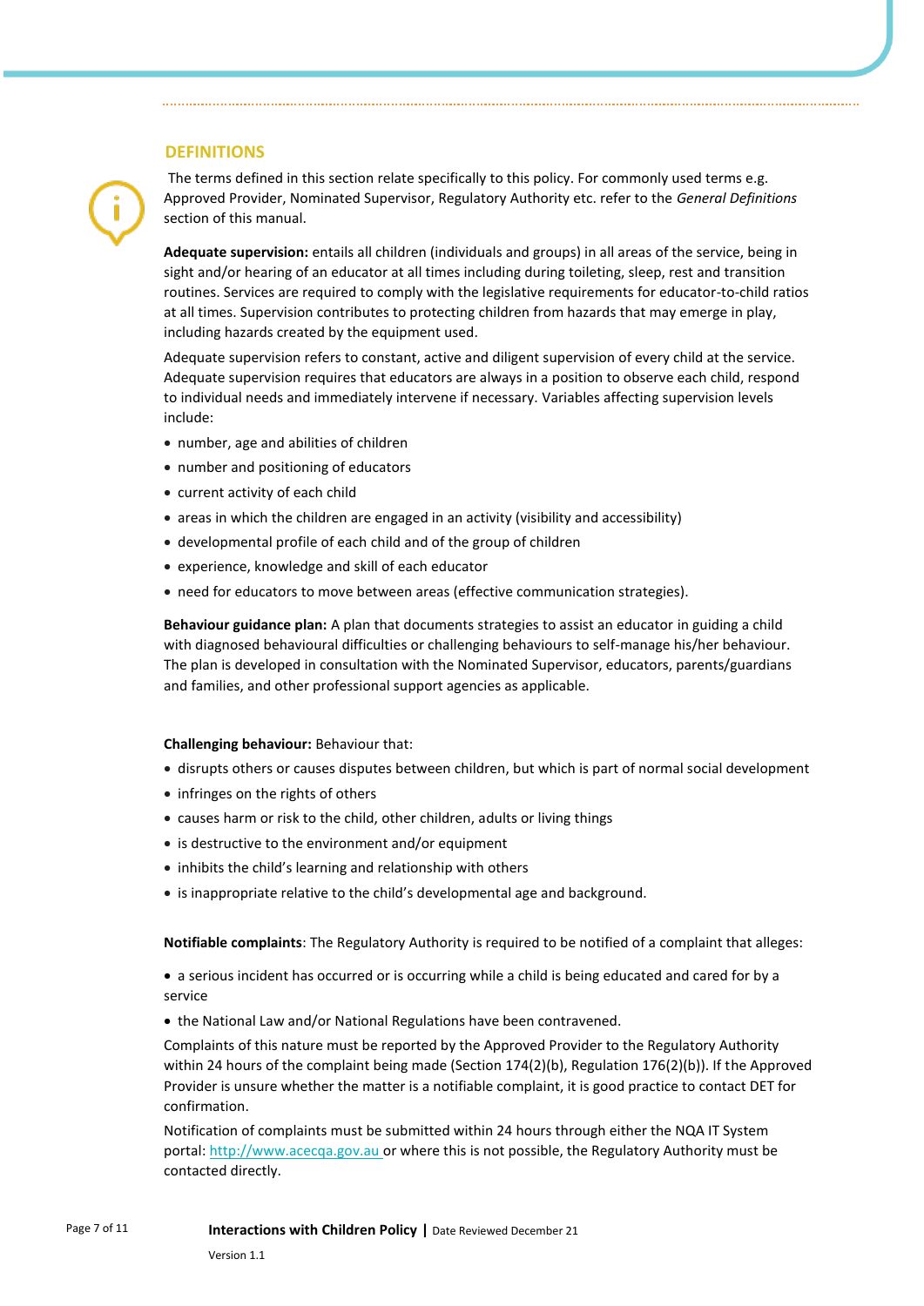## DEFINITIONS

The terms defined in this section relate specifically to this policy. For commonly used terms e.g. Approved Provider, Nominated Supervisor, Regulatory Authority etc. refer to the *General Definitions* section of this manual.

**Adequate supervision:** entails all children (individuals and groups) in all areas of the service, being in sight and/or hearing of an educator at all times including during toileting, sleep, rest and transition routines. Services are required to comply with the legislative requirements for educator-to-child ratios at all times. Supervision contributes to protecting children from hazards that may emerge in play, including hazards created by the equipment used.

Adequate supervision refers to constant, active and diligent supervision of every child at the service. Adequate supervision requires that educators are always in a position to observe each child, respond to individual needs and immediately intervene if necessary. Variables affecting supervision levels include:

- number, age and abilities of children
- number and positioning of educators
- current activity of each child
- areas in which the children are engaged in an activity (visibility and accessibility)
- developmental profile of each child and of the group of children
- experience, knowledge and skill of each educator
- need for educators to move between areas (effective communication strategies).

**Behaviour guidance plan:** A plan that documents strategies to assist an educator in guiding a child with diagnosed behavioural difficulties or challenging behaviours to self-manage his/her behaviour. The plan is developed in consultation with the Nominated Supervisor, educators, parents/guardians and families, and other professional support agencies as applicable.

**Challenging behaviour:** Behaviour that:

- disrupts others or causes disputes between children, but which is part of normal social development
- infringes on the rights of others
- causes harm or risk to the child, other children, adults or living things
- is destructive to the environment and/or equipment
- inhibits the child's learning and relationship with others
- is inappropriate relative to the child's developmental age and background.

**Notifiable complaints**: The Regulatory Authority is required to be notified of a complaint that alleges:

- a serious incident has occurred or is occurring while a child is being educated and cared for by a service
- the National Law and/or National Regulations have been contravened.

Complaints of this nature must be reported by the Approved Provider to the Regulatory Authority within 24 hours of the complaint being made (Section 174(2)(b), Regulation 176(2)(b)). If the Approved Provider is unsure whether the matter is a notifiable complaint, it is good practice to contact DET for confirmation.

Notification of complaints must be submitted within 24 hours through either the NQA IT System portal: http://www.acecqa.gov.au or where this is not possible, the Regulatory Authority must be contacted directly.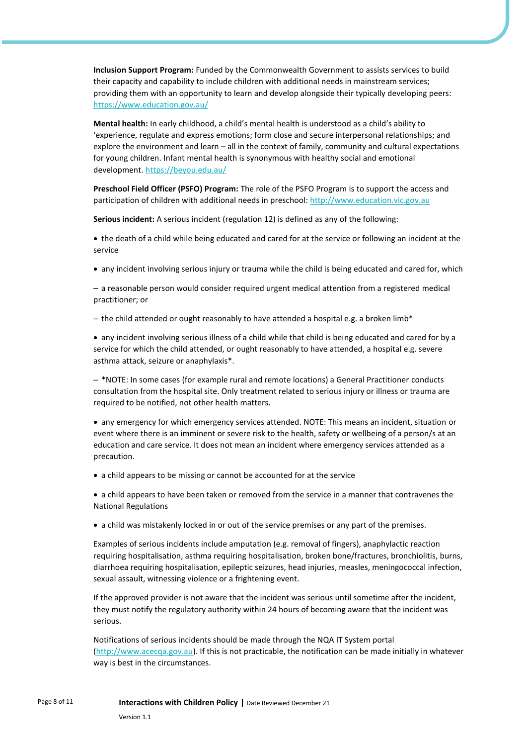**Inclusion Support Program:** Funded by the Commonwealth Government to assists services to build their capacity and capability to include children with additional needs in mainstream services; providing them with an opportunity to learn and develop alongside their typically developing peers: https://www.education.gov.au/

**Mental health:** In early childhood, a child's mental health is understood as a child's ability to 'experience, regulate and express emotions; form close and secure interpersonal relationships; and explore the environment and learn – all in the context of family, community and cultural expectations for young children. Infant mental health is synonymous with healthy social and emotional development. https://beyou.edu.au/

**Preschool Field Officer (PSFO) Program:** The role of the PSFO Program is to support the access and participation of children with additional needs in preschool: http://www.education.vic.gov.au

**Serious incident:** A serious incident (regulation 12) is defined as any of the following:

- the death of a child while being educated and cared for at the service or following an incident at the service
- any incident involving serious injury or trauma while the child is being educated and cared for, which
  - a reasonable person would consider required urgent medical attention from a registered medical practitioner; or
  - the child attended or ought reasonably to have attended a hospital e.g. a broken limb*
- any incident involving serious illness of a child while that child is being educated and cared for by a service for which the child attended, or ought reasonably to have attended, a hospital e.g. severe asthma attack, seizure or anaphylaxis*.
  - *NOTE: In some cases (for example rural and remote locations) a General Practitioner conducts consultation from the hospital site. Only treatment related to serious injury or illness or trauma are required to be notified, not other health matters.
- any emergency for which emergency services attended. NOTE: This means an incident, situation or event where there is an imminent or severe risk to the health, safety or wellbeing of a person/s at an education and care service. It does not mean an incident where emergency services attended as a precaution.
- a child appears to be missing or cannot be accounted for at the service
- a child appears to have been taken or removed from the service in a manner that contravenes the National Regulations
- a child was mistakenly locked in or out of the service premises or any part of the premises.

Examples of serious incidents include amputation (e.g. removal of fingers), anaphylactic reaction requiring hospitalisation, asthma requiring hospitalisation, broken bone/fractures, bronchiolitis, burns, diarrhoea requiring hospitalisation, epileptic seizures, head injuries, measles, meningococcal infection, sexual assault, witnessing violence or a frightening event.

If the approved provider is not aware that the incident was serious until sometime after the incident, they must notify the regulatory authority within 24 hours of becoming aware that the incident was serious.

Notifications of serious incidents should be made through the NQA IT System portal (http://www.acecqa.gov.au). If this is not practicable, the notification can be made initially in whatever way is best in the circumstances.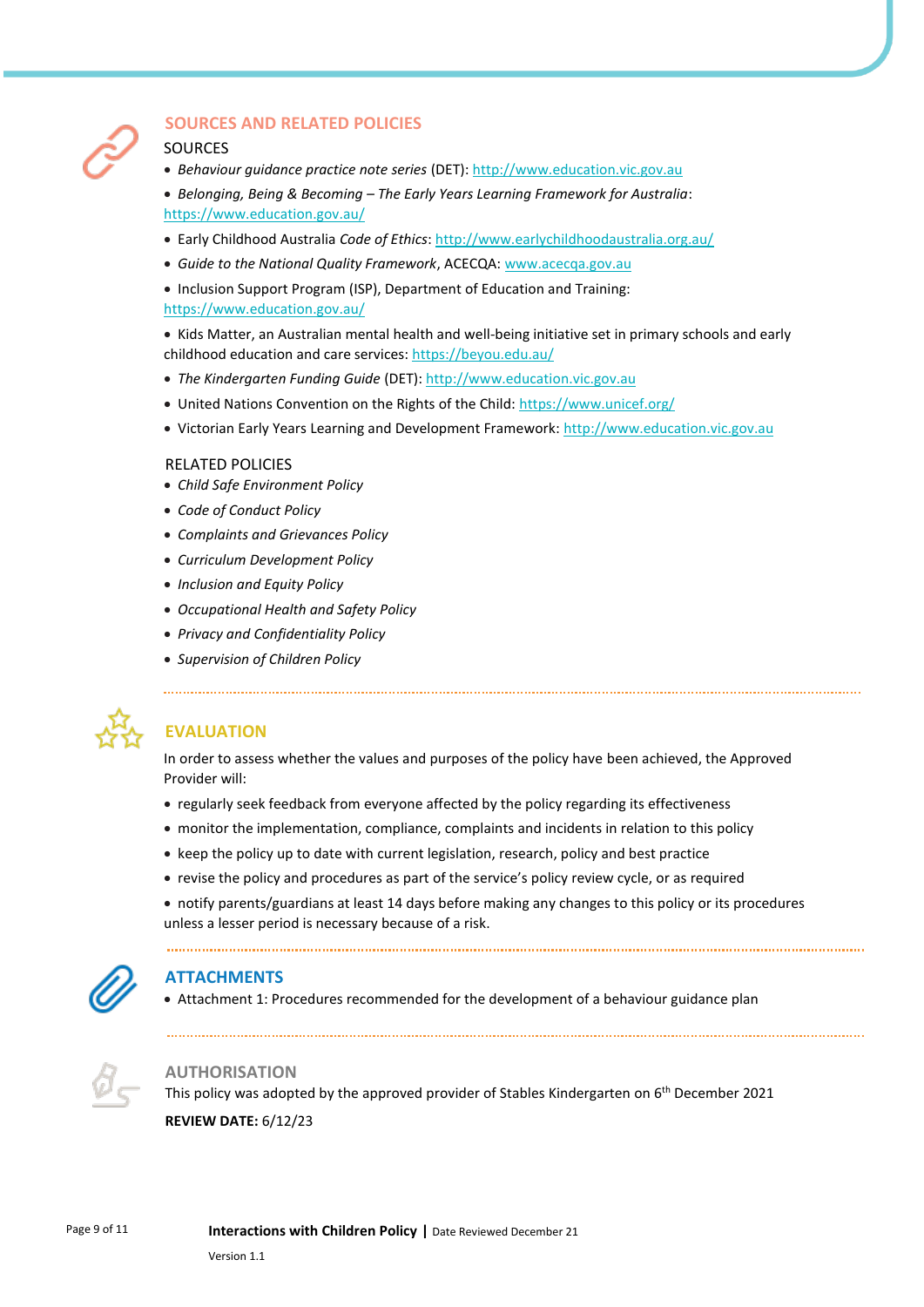## SOURCES AND RELATED POLICIES

### SOURCES

- *Behaviour guidance practice note series* (DET): http://www.education.vic.gov.au
- *Belonging, Being & Becoming – The Early Years Learning Framework for Australia*: https://www.education.gov.au/
- Early Childhood Australia *Code of Ethics*: http://www.earlychildhoodaustralia.org.au/
- *Guide to the National Quality Framework*, ACECQA: www.acecqa.gov.au
- Inclusion Support Program (ISP), Department of Education and Training: https://www.education.gov.au/
- Kids Matter, an Australian mental health and well-being initiative set in primary schools and early childhood education and care services: https://beyou.edu.au/
- *The Kindergarten Funding Guide* (DET): http://www.education.vic.gov.au
- United Nations Convention on the Rights of the Child: https://www.unicef.org/
- Victorian Early Years Learning and Development Framework: http://www.education.vic.gov.au

### RELATED POLICIES

- *Child Safe Environment Policy*
- *Code of Conduct Policy*
- *Complaints and Grievances Policy*
- *Curriculum Development Policy*
- *Inclusion and Equity Policy*
- *Occupational Health and Safety Policy*
- *Privacy and Confidentiality Policy*
- *Supervision of Children Policy*

## EVALUATION

In order to assess whether the values and purposes of the policy have been achieved, the Approved Provider will:

- regularly seek feedback from everyone affected by the policy regarding its effectiveness
- monitor the implementation, compliance, complaints and incidents in relation to this policy
- keep the policy up to date with current legislation, research, policy and best practice
- revise the policy and procedures as part of the service's policy review cycle, or as required
- notify parents/guardians at least 14 days before making any changes to this policy or its procedures unless a lesser period is necessary because of a risk.

## ATTACHMENTS

- Attachment 1: Procedures recommended for the development of a behaviour guidance plan

## AUTHORISATION

This policy was adopted by the approved provider of Stables Kindergarten on 6th December 2021

**REVIEW DATE:** 6/12/23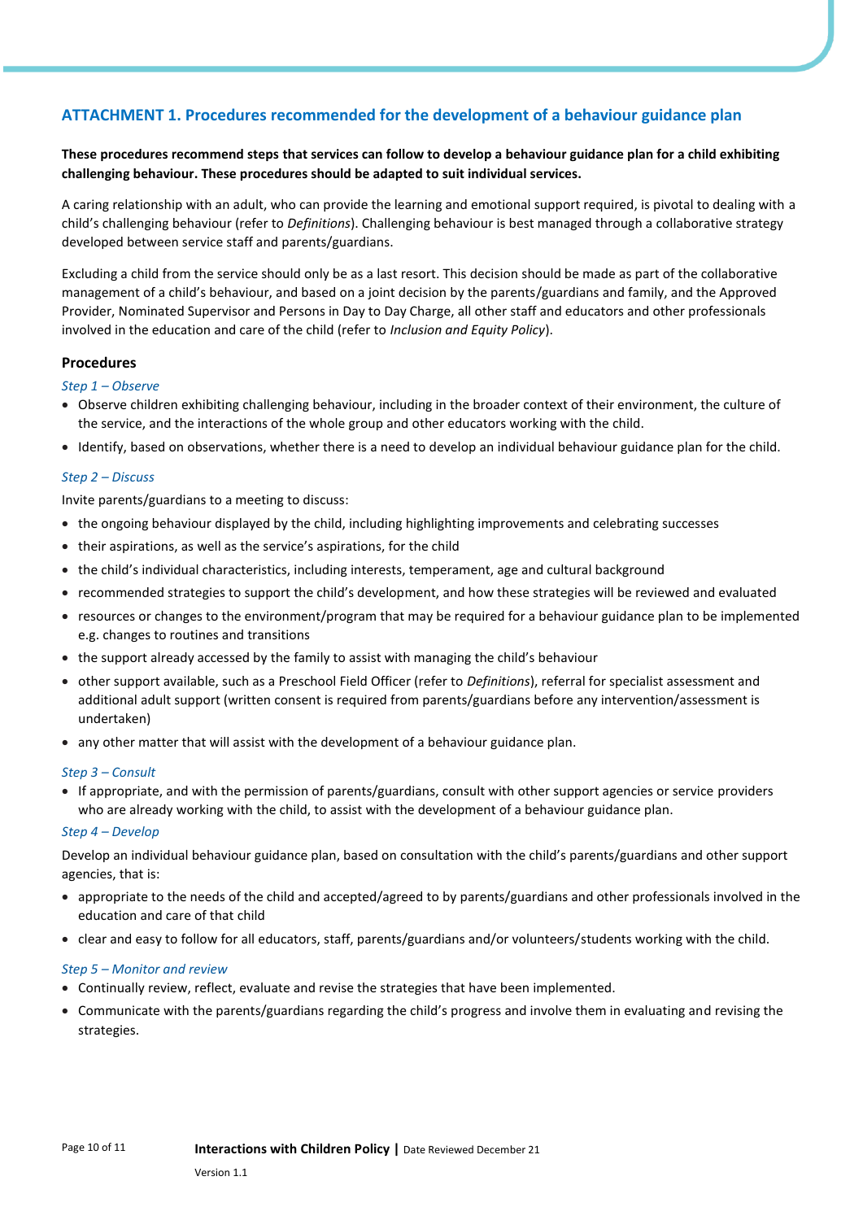## ATTACHMENT 1. Procedures recommended for the development of a behaviour guidance plan

**These procedures recommend steps that services can follow to develop a behaviour guidance plan for a child exhibiting challenging behaviour. These procedures should be adapted to suit individual services.**

A caring relationship with an adult, who can provide the learning and emotional support required, is pivotal to dealing with a child's challenging behaviour (refer to *Definitions*). Challenging behaviour is best managed through a collaborative strategy developed between service staff and parents/guardians.

Excluding a child from the service should only be as a last resort. This decision should be made as part of the collaborative management of a child's behaviour, and based on a joint decision by the parents/guardians and family, and the Approved Provider, Nominated Supervisor and Persons in Day to Day Charge, all other staff and educators and other professionals involved in the education and care of the child (refer to *Inclusion and Equity Policy*).

### Procedures

*Step 1 – Observe*

- Observe children exhibiting challenging behaviour, including in the broader context of their environment, the culture of the service, and the interactions of the whole group and other educators working with the child.
- Identify, based on observations, whether there is a need to develop an individual behaviour guidance plan for the child.

*Step 2 – Discuss*

Invite parents/guardians to a meeting to discuss:

- the ongoing behaviour displayed by the child, including highlighting improvements and celebrating successes
- their aspirations, as well as the service's aspirations, for the child
- the child's individual characteristics, including interests, temperament, age and cultural background
- recommended strategies to support the child's development, and how these strategies will be reviewed and evaluated
- resources or changes to the environment/program that may be required for a behaviour guidance plan to be implemented e.g. changes to routines and transitions
- the support already accessed by the family to assist with managing the child's behaviour
- other support available, such as a Preschool Field Officer (refer to *Definitions*), referral for specialist assessment and additional adult support (written consent is required from parents/guardians before any intervention/assessment is undertaken)
- any other matter that will assist with the development of a behaviour guidance plan.

*Step 3 – Consult*

- If appropriate, and with the permission of parents/guardians, consult with other support agencies or service providers who are already working with the child, to assist with the development of a behaviour guidance plan.

*Step 4 – Develop*

Develop an individual behaviour guidance plan, based on consultation with the child's parents/guardians and other support agencies, that is:

- appropriate to the needs of the child and accepted/agreed to by parents/guardians and other professionals involved in the education and care of that child
- clear and easy to follow for all educators, staff, parents/guardians and/or volunteers/students working with the child.

*Step 5 – Monitor and review*

- Continually review, reflect, evaluate and revise the strategies that have been implemented.
- Communicate with the parents/guardians regarding the child's progress and involve them in evaluating and revising the strategies.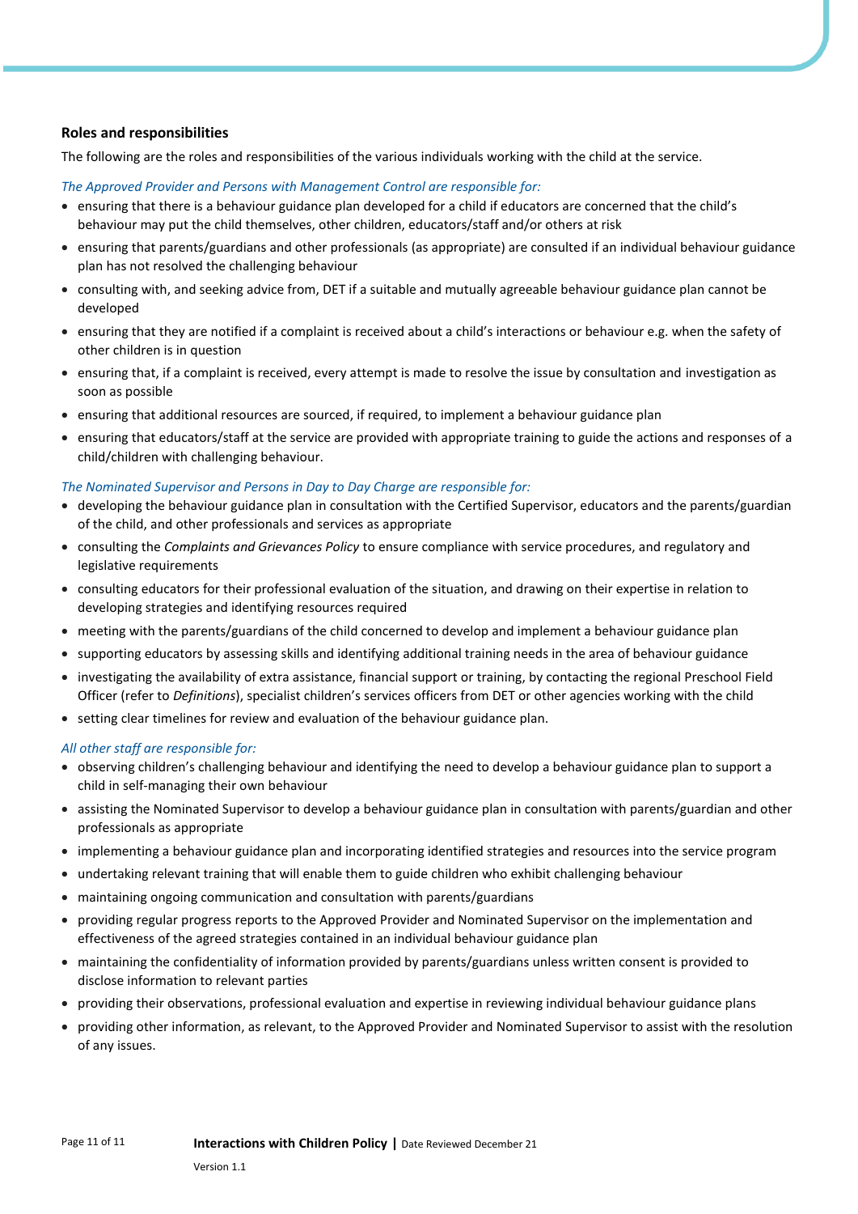### Roles and responsibilities

The following are the roles and responsibilities of the various individuals working with the child at the service.

*The Approved Provider and Persons with Management Control are responsible for:*

- ensuring that there is a behaviour guidance plan developed for a child if educators are concerned that the child's behaviour may put the child themselves, other children, educators/staff and/or others at risk
- ensuring that parents/guardians and other professionals (as appropriate) are consulted if an individual behaviour guidance plan has not resolved the challenging behaviour
- consulting with, and seeking advice from, DET if a suitable and mutually agreeable behaviour guidance plan cannot be developed
- ensuring that they are notified if a complaint is received about a child's interactions or behaviour e.g. when the safety of other children is in question
- ensuring that, if a complaint is received, every attempt is made to resolve the issue by consultation and investigation as soon as possible
- ensuring that additional resources are sourced, if required, to implement a behaviour guidance plan
- ensuring that educators/staff at the service are provided with appropriate training to guide the actions and responses of a child/children with challenging behaviour.

*The Nominated Supervisor and Persons in Day to Day Charge are responsible for:*

- developing the behaviour guidance plan in consultation with the Certified Supervisor, educators and the parents/guardian of the child, and other professionals and services as appropriate
- consulting the *Complaints and Grievances Policy* to ensure compliance with service procedures, and regulatory and legislative requirements
- consulting educators for their professional evaluation of the situation, and drawing on their expertise in relation to developing strategies and identifying resources required
- meeting with the parents/guardians of the child concerned to develop and implement a behaviour guidance plan
- supporting educators by assessing skills and identifying additional training needs in the area of behaviour guidance
- investigating the availability of extra assistance, financial support or training, by contacting the regional Preschool Field Officer (refer to *Definitions*), specialist children's services officers from DET or other agencies working with the child
- setting clear timelines for review and evaluation of the behaviour guidance plan.

*All other staff are responsible for:*

- observing children's challenging behaviour and identifying the need to develop a behaviour guidance plan to support a child in self-managing their own behaviour
- assisting the Nominated Supervisor to develop a behaviour guidance plan in consultation with parents/guardian and other professionals as appropriate
- implementing a behaviour guidance plan and incorporating identified strategies and resources into the service program
- undertaking relevant training that will enable them to guide children who exhibit challenging behaviour
- maintaining ongoing communication and consultation with parents/guardians
- providing regular progress reports to the Approved Provider and Nominated Supervisor on the implementation and effectiveness of the agreed strategies contained in an individual behaviour guidance plan
- maintaining the confidentiality of information provided by parents/guardians unless written consent is provided to disclose information to relevant parties
- providing their observations, professional evaluation and expertise in reviewing individual behaviour guidance plans
- providing other information, as relevant, to the Approved Provider and Nominated Supervisor to assist with the resolution of any issues.